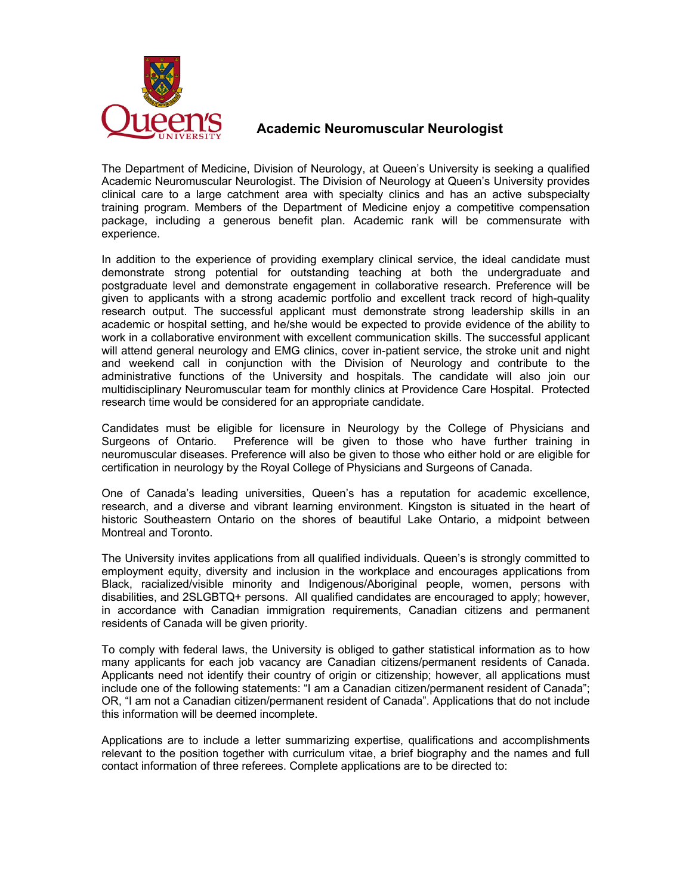# Academic Neuromuscular Neurologist

The Department of Medicine, Division of Neurology, at Queen's University is seeking a qualified Academic Neuromuscular Neurologist. The Division of Neurology at Queen's University provides clinical care to a large catchment area with specialty clinics and has an active subspecialty training program. Members of the Department of Medicine enjoy a competitive compensation package, including a generous benefit plan. Academic rank will be commensurate with experience.

In addition to the experience of providing exemplary clinical service, the ideal candidate must demonstrate strong potential for outstanding teaching at both the undergraduate and postgraduate level and demonstrate engagement in collaborative research. Preference will be given to applicants with a strong academic portfolio and excellent track record of high-quality research output. The successful applicant must demonstrate strong leadership skills in an academic or hospital setting, and he/she would be expected to provide evidence of the ability to work in a collaborative environment with excellent communication skills. The successful applicant will attend general neurology and EMG clinics, cover in-patient service, the stroke unit and night and weekend call in conjunction with the Division of Neurology and contribute to the administrative functions of the University and hospitals. The candidate will also join our multidisciplinary Neuromuscular team for monthly clinics at Providence Care Hospital. Protected research time would be considered for an appropriate candidate.

Candidates must be eligible for licensure in Neurology by the College of Physicians and Surgeons of Ontario. Preference will be given to those who have further training in neuromuscular diseases. Preference will also be given to those who either hold or are eligible for certification in neurology by the Royal College of Physicians and Surgeons of Canada.

One of Canada's leading universities, Queen's has a reputation for academic excellence, research, and a diverse and vibrant learning environment. Kingston is situated in the heart of historic Southeastern Ontario on the shores of beautiful Lake Ontario, a midpoint between Montreal and Toronto.

The University invites applications from all qualified individuals. Queen's is strongly committed to employment equity, diversity and inclusion in the workplace and encourages applications from Black, racialized/visible minority and Indigenous/Aboriginal people, women, persons with disabilities, and 2SLGBTQ+ persons. All qualified candidates are encouraged to apply; however, in accordance with Canadian immigration requirements, Canadian citizens and permanent residents of Canada will be given priority.

To comply with federal laws, the University is obliged to gather statistical information as to how many applicants for each job vacancy are Canadian citizens/permanent residents of Canada. Applicants need not identify their country of origin or citizenship; however, all applications must include one of the following statements: "I am a Canadian citizen/permanent resident of Canada"; OR, "I am not a Canadian citizen/permanent resident of Canada". Applications that do not include this information will be deemed incomplete.

Applications are to include a letter summarizing expertise, qualifications and accomplishments relevant to the position together with curriculum vitae, a brief biography and the names and full contact information of three referees. Complete applications are to be directed to: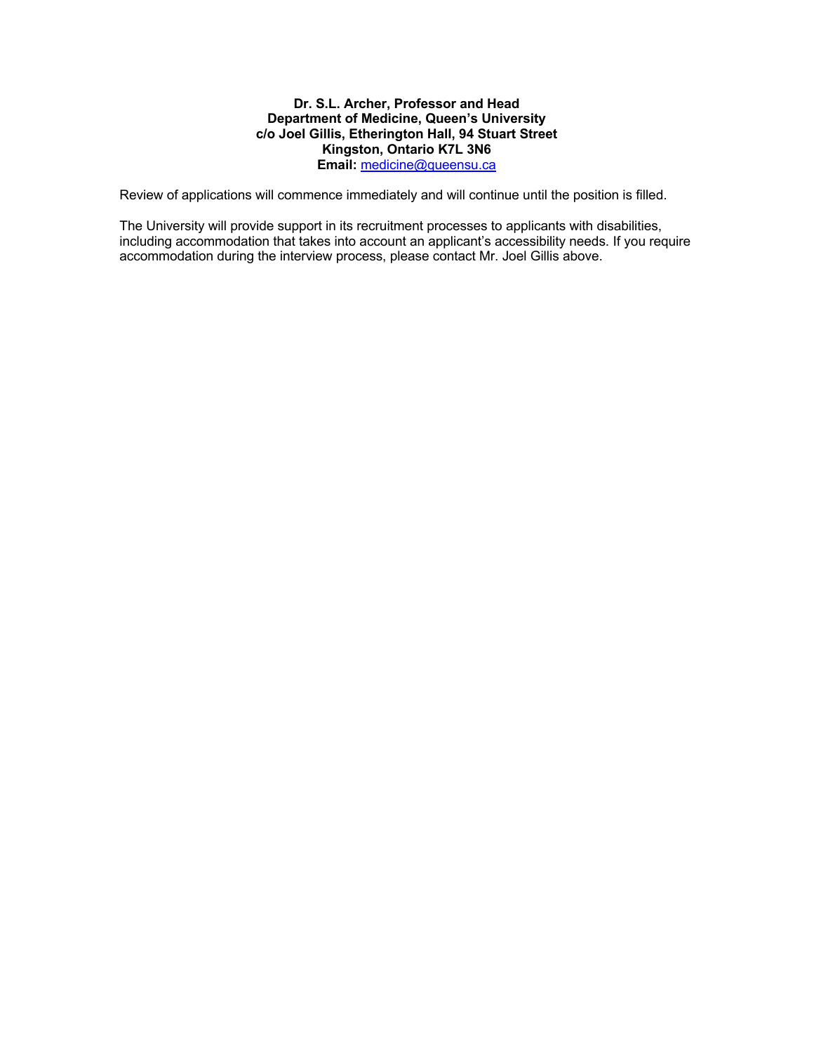**Dr. S.L. Archer, Professor and Head**
**Department of Medicine, Queen's University**
**c/o Joel Gillis, Etherington Hall, 94 Stuart Street**
**Kingston, Ontario K7L 3N6**
**Email:** medicine@queensu.ca

Review of applications will commence immediately and will continue until the position is filled.

The University will provide support in its recruitment processes to applicants with disabilities, including accommodation that takes into account an applicant's accessibility needs. If you require accommodation during the interview process, please contact Mr. Joel Gillis above.